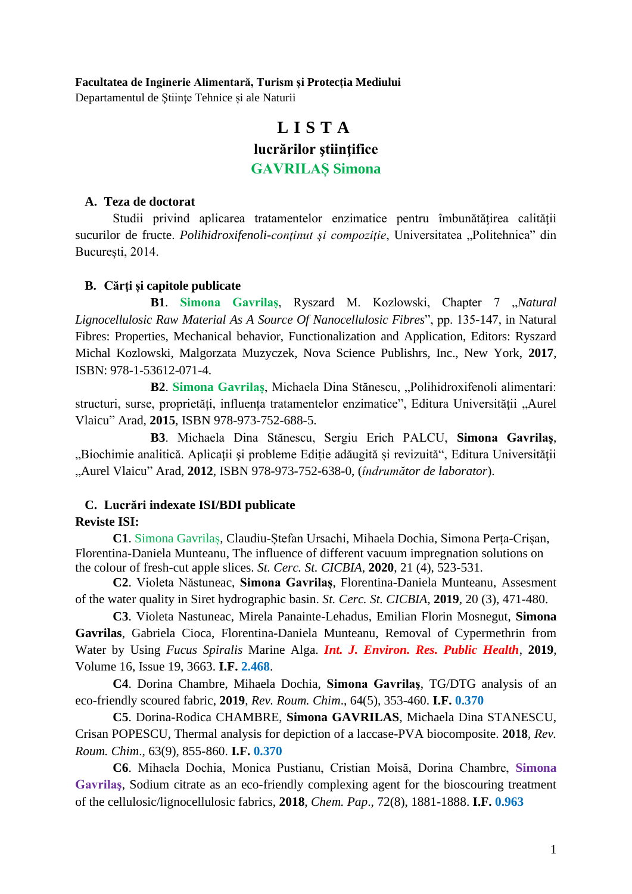**Facultatea de Inginerie Alimentară, Turism și Protecția Mediului**
Departamentul de Ştiinţe Tehnice și ale Naturii

# L I S T A
## lucrărilor ştiinţifice
## GAVRILAȘ Simona

### A. Teza de doctorat

Studii privind aplicarea tratamentelor enzimatice pentru îmbunătățirea calității sucurilor de fructe. *Polihidroxifenoli-conţinut şi compoziţie*, Universitatea „Politehnica" din Bucureşti, 2014.

### B. Cărţi şi capitole publicate

**B1**. **Simona Gavrilaș**, Ryszard M. Kozlowski, Chapter 7 „*Natural Lignocellulosic Raw Material As A Source Of Nanocellulosic Fibres*", pp. 135-147, in Natural Fibres: Properties, Mechanical behavior, Functionalization and Application, Editors: Ryszard Michal Kozlowski, Malgorzata Muzyczek, Nova Science Publishrs, Inc., New York, **2017**, ISBN: 978-1-53612-071-4.

**B2**. **Simona Gavrilaș**, Michaela Dina Stănescu, „Polihidroxifenoli alimentari: structuri, surse, proprietăți, influența tratamentelor enzimatice", Editura Universităţii „Aurel Vlaicu" Arad, **2015**, ISBN 978-973-752-688-5.

**B3**. Michaela Dina Stănescu, Sergiu Erich PALCU, **Simona Gavrilaş**, „Biochimie analitică. Aplicaţii şi probleme Ediție adăugită și revizuită", Editura Universităţii „Aurel Vlaicu" Arad, **2012**, ISBN 978-973-752-638-0, (*îndrumător de laborator*).

### C. Lucrări indexate ISI/BDI publicate

**Reviste ISI:**

**C1**. Simona Gavrilaș, Claudiu-Ștefan Ursachi, Mihaela Dochia, Simona Perța-Crișan, Florentina-Daniela Munteanu, The influence of different vacuum impregnation solutions on the colour of fresh-cut apple slices. *St. Cerc. St. CICBIA*, **2020**, 21 (4), 523-531.

**C2**. Violeta Năstuneac, **Simona Gavrilaş**, Florentina-Daniela Munteanu, Assesment of the water quality in Siret hydrographic basin. *St. Cerc. St. CICBIA*, **2019**, 20 (3), 471-480.

**C3**. Violeta Nastuneac, Mirela Panainte-Lehadus, Emilian Florin Mosnegut, **Simona Gavrilas**, Gabriela Cioca, Florentina-Daniela Munteanu, Removal of Cypermethrin from Water by Using *Fucus Spiralis* Marine Alga. ***Int. J. Environ. Res. Public Health***, **2019**, Volume 16, Issue 19, 3663. **I.F. 2.468**.

**C4**. Dorina Chambre, Mihaela Dochia, **Simona Gavrilaş**, TG/DTG analysis of an eco-friendly scoured fabric, **2019**, *Rev. Roum. Chim*., 64(5), 353-460. **I.F. 0.370**

**C5**. Dorina-Rodica CHAMBRE, **Simona GAVRILAS**, Michaela Dina STANESCU, Crisan POPESCU, Thermal analysis for depiction of a laccase-PVA biocomposite. **2018**, *Rev. Roum. Chim*., 63(9), 855-860. **I.F. 0.370**

**C6**. Mihaela Dochia, Monica Pustianu, Cristian Moisă, Dorina Chambre, **Simona Gavrilaş**, Sodium citrate as an eco-friendly complexing agent for the bioscouring treatment of the cellulosic/lignocellulosic fabrics, **2018**, *Chem. Pap*., 72(8), 1881-1888. **I.F. 0.963**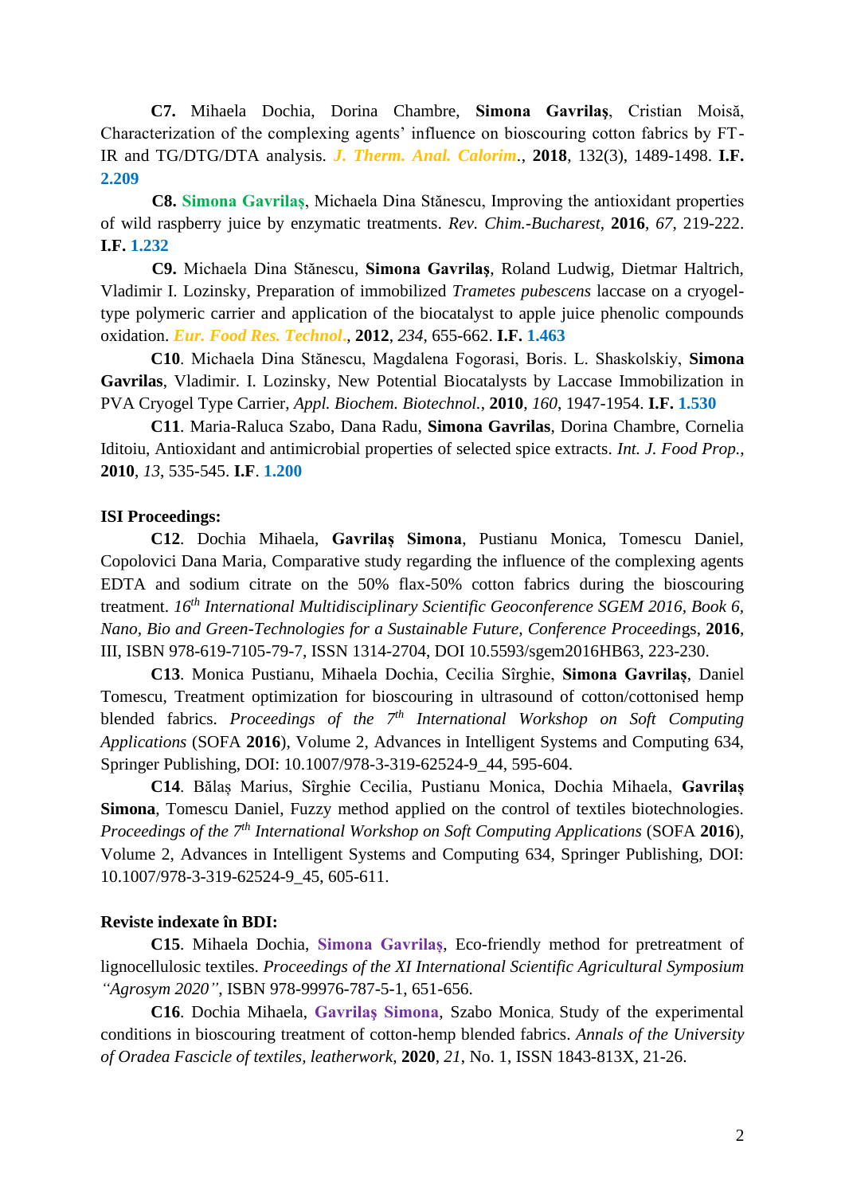**C7.** Mihaela Dochia, Dorina Chambre, **Simona Gavrilaş**, Cristian Moisă, Characterization of the complexing agents' influence on bioscouring cotton fabrics by FT-IR and TG/DTG/DTA analysis. *J. Therm. Anal. Calorim.*, **2018**, 132(3), 1489-1498. **I.F. 2.209**

**C8. Simona Gavrilaş**, Michaela Dina Stănescu, Improving the antioxidant properties of wild raspberry juice by enzymatic treatments. *Rev. Chim.-Bucharest*, **2016**, *67*, 219-222. **I.F. 1.232**

**C9.** Michaela Dina Stănescu, **Simona Gavrilaş**, Roland Ludwig, Dietmar Haltrich, Vladimir I. Lozinsky, Preparation of immobilized *Trametes pubescens* laccase on a cryogel-type polymeric carrier and application of the biocatalyst to apple juice phenolic compounds oxidation. *Eur. Food Res. Technol.*, **2012**, *234*, 655-662. **I.F. 1.463**

**C10**. Michaela Dina Stănescu, Magdalena Fogorasi, Boris. L. Shaskolskiy, **Simona Gavrilas**, Vladimir. I. Lozinsky, New Potential Biocatalysts by Laccase Immobilization in PVA Cryogel Type Carrier, *Appl. Biochem. Biotechnol.*, **2010**, *160*, 1947-1954. **I.F. 1.530**

**C11**. Maria-Raluca Szabo, Dana Radu, **Simona Gavrilas**, Dorina Chambre, Cornelia Iditoiu, Antioxidant and antimicrobial properties of selected spice extracts. *Int. J. Food Prop.*, **2010**, *13*, 535-545. **I.F. 1.200**

**ISI Proceedings:**

**C12**. Dochia Mihaela, **Gavrilaş Simona**, Pustianu Monica, Tomescu Daniel, Copolovici Dana Maria, Comparative study regarding the influence of the complexing agents EDTA and sodium citrate on the 50% flax-50% cotton fabrics during the bioscouring treatment. *16th International Multidisciplinary Scientific Geoconference SGEM 2016, Book 6, Nano, Bio and Green-Technologies for a Sustainable Future, Conference Proceedings*, **2016**, III, ISBN 978-619-7105-79-7, ISSN 1314-2704, DOI 10.5593/sgem2016HB63, 223-230.

**C13**. Monica Pustianu, Mihaela Dochia, Cecilia Sîrghie, **Simona Gavrilaş**, Daniel Tomescu, Treatment optimization for bioscouring in ultrasound of cotton/cottonised hemp blended fabrics. *Proceedings of the 7th International Workshop on Soft Computing Applications* (SOFA **2016**), Volume 2, Advances in Intelligent Systems and Computing 634, Springer Publishing, DOI: 10.1007/978-3-319-62524-9_44, 595-604.

**C14**. Bălaș Marius, Sîrghie Cecilia, Pustianu Monica, Dochia Mihaela, **Gavrilaș Simona**, Tomescu Daniel, Fuzzy method applied on the control of textiles biotechnologies. *Proceedings of the 7th International Workshop on Soft Computing Applications* (SOFA **2016**), Volume 2, Advances in Intelligent Systems and Computing 634, Springer Publishing, DOI: 10.1007/978-3-319-62524-9_45, 605-611.

**Reviste indexate în BDI:**

**C15**. Mihaela Dochia, **Simona Gavrilaş**, Eco-friendly method for pretreatment of lignocellulosic textiles. *Proceedings of the XI International Scientific Agricultural Symposium "Agrosym 2020"*, ISBN 978-99976-787-5-1, 651-656.

**C16**. Dochia Mihaela, **Gavrilaş Simona**, Szabo Monica, Study of the experimental conditions in bioscouring treatment of cotton-hemp blended fabrics. *Annals of the University of Oradea Fascicle of textiles, leatherwork*, **2020**, *21*, No. 1, ISSN 1843-813X, 21-26.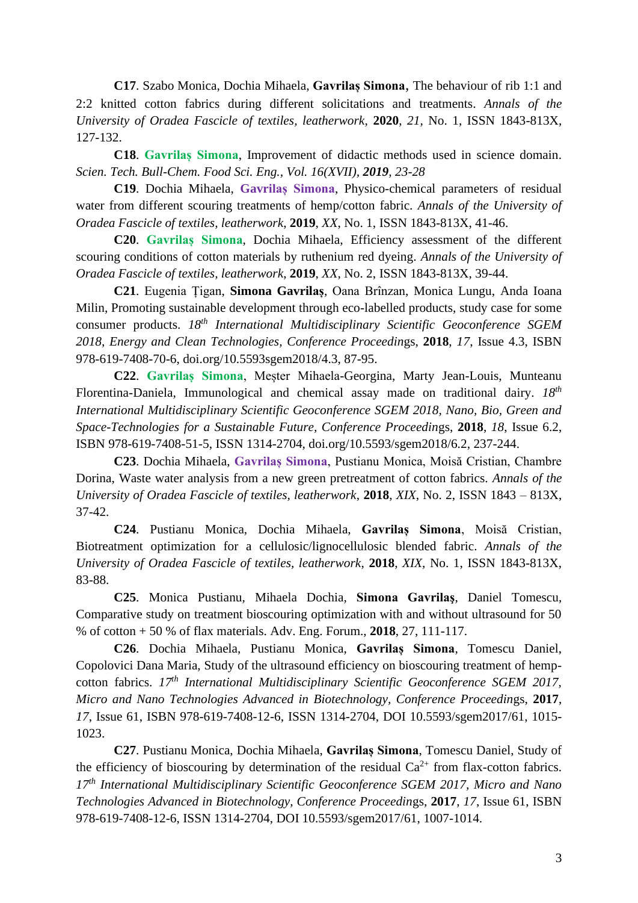**C17**. Szabo Monica, Dochia Mihaela, **Gavrilaș Simona**, The behaviour of rib 1:1 and 2:2 knitted cotton fabrics during different solicitations and treatments. *Annals of the University of Oradea Fascicle of textiles, leatherwork*, **2020**, *21*, No. 1, ISSN 1843-813X, 127-132.

**C18**. **Gavrilaș Simona**, Improvement of didactic methods used in science domain. *Scien. Tech. Bull-Chem. Food Sci. Eng., Vol. 16(XVII), **2019**, 23-28*

**C19**. Dochia Mihaela, **Gavrilaș Simona**, Physico-chemical parameters of residual water from different scouring treatments of hemp/cotton fabric. *Annals of the University of Oradea Fascicle of textiles, leatherwork*, **2019**, *XX*, No. 1, ISSN 1843-813X, 41-46.

**C20**. **Gavrilaș Simona**, Dochia Mihaela, Efficiency assessment of the different scouring conditions of cotton materials by ruthenium red dyeing. *Annals of the University of Oradea Fascicle of textiles, leatherwork*, **2019**, *XX*, No. 2, ISSN 1843-813X, 39-44.

**C21**. Eugenia Țigan, **Simona Gavrilaș**, Oana Brînzan, Monica Lungu, Anda Ioana Milin, Promoting sustainable development through eco-labelled products, study case for some consumer products. *18th International Multidisciplinary Scientific Geoconference SGEM 2018, Energy and Clean Technologies*, *Conference Proceedin*gs, **2018**, *17*, Issue 4.3, ISBN 978-619-7408-70-6, doi.org/10.5593sgem2018/4.3, 87-95.

**C22**. **Gavrilaș Simona**, Meșter Mihaela-Georgina, Marty Jean-Louis, Munteanu Florentina-Daniela, Immunological and chemical assay made on traditional dairy. *18th International Multidisciplinary Scientific Geoconference SGEM 2018, Nano, Bio, Green and Space-Technologies for a Sustainable Future, Conference Proceedin*gs, **2018**, *18*, Issue 6.2, ISBN 978-619-7408-51-5, ISSN 1314-2704, doi.org/10.5593/sgem2018/6.2, 237-244.

**C23**. Dochia Mihaela, **Gavrilaș Simona**, Pustianu Monica, Moisă Cristian, Chambre Dorina, Waste water analysis from a new green pretreatment of cotton fabrics. *Annals of the University of Oradea Fascicle of textiles, leatherwork*, **2018**, *XIX*, No. 2, ISSN 1843 – 813X, 37-42.

**C24**. Pustianu Monica, Dochia Mihaela, **Gavrilaș Simona**, Moisă Cristian, Biotreatment optimization for a cellulosic/lignocellulosic blended fabric. *Annals of the University of Oradea Fascicle of textiles, leatherwork*, **2018**, *XIX*, No. 1, ISSN 1843-813X, 83-88.

**C25**. Monica Pustianu, Mihaela Dochia, **Simona Gavrilaș**, Daniel Tomescu, Comparative study on treatment bioscouring optimization with and without ultrasound for 50 % of cotton + 50 % of flax materials. Adv. Eng. Forum., **2018**, 27, 111-117.

**C26**. Dochia Mihaela, Pustianu Monica, **Gavrilaș Simona**, Tomescu Daniel, Copolovici Dana Maria, Study of the ultrasound efficiency on bioscouring treatment of hemp-cotton fabrics. *17th International Multidisciplinary Scientific Geoconference SGEM 2017, Micro and Nano Technologies Advanced in Biotechnology, Conference Proceedin*gs, **2017**, *17*, Issue 61, ISBN 978-619-7408-12-6, ISSN 1314-2704, DOI 10.5593/sgem2017/61, 1015-1023.

**C27**. Pustianu Monica, Dochia Mihaela, **Gavrilaș Simona**, Tomescu Daniel, Study of the efficiency of bioscouring by determination of the residual $Ca^{2+}$ from flax-cotton fabrics. *17th International Multidisciplinary Scientific Geoconference SGEM 2017, Micro and Nano Technologies Advanced in Biotechnology, Conference Proceedin*gs, **2017**, *17*, Issue 61, ISBN 978-619-7408-12-6, ISSN 1314-2704, DOI 10.5593/sgem2017/61, 1007-1014.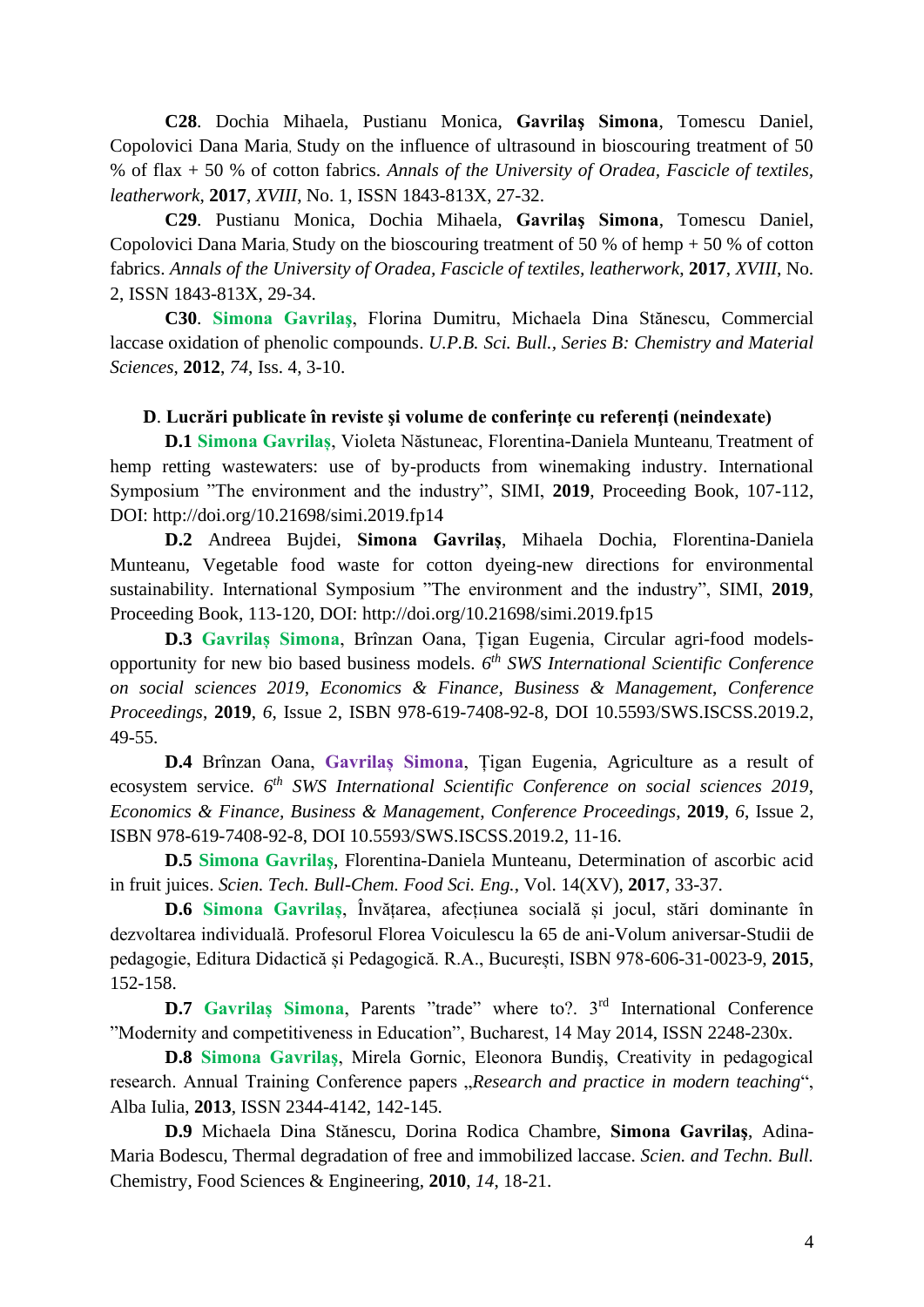**C28**. Dochia Mihaela, Pustianu Monica, **Gavrilaş Simona**, Tomescu Daniel, Copolovici Dana Maria, Study on the influence of ultrasound in bioscouring treatment of 50 % of flax + 50 % of cotton fabrics. *Annals of the University of Oradea, Fascicle of textiles, leatherwork*, **2017**, *XVIII*, No. 1, ISSN 1843-813X, 27-32.

**C29**. Pustianu Monica, Dochia Mihaela, **Gavrilaş Simona**, Tomescu Daniel, Copolovici Dana Maria, Study on the bioscouring treatment of 50 % of hemp + 50 % of cotton fabrics. *Annals of the University of Oradea, Fascicle of textiles, leatherwork*, **2017**, *XVIII*, No. 2, ISSN 1843-813X, 29-34.

**C30**. **Simona Gavrilaş**, Florina Dumitru, Michaela Dina Stănescu, Commercial laccase oxidation of phenolic compounds. *U.P.B. Sci. Bull., Series B: Chemistry and Material Sciences*, **2012**, *74*, Iss. 4, 3-10.

**D. Lucrări publicate în reviste şi volume de conferinţe cu referenţi (neindexate)**

**D.1** **Simona Gavrilaş**, Violeta Năstuneac, Florentina-Daniela Munteanu, Treatment of hemp retting wastewaters: use of by-products from winemaking industry. International Symposium "The environment and the industry", SIMI, **2019**, Proceeding Book, 107-112, DOI: http://doi.org/10.21698/simi.2019.fp14

**D.2** Andreea Bujdei, **Simona Gavrilaş**, Mihaela Dochia, Florentina-Daniela Munteanu, Vegetable food waste for cotton dyeing-new directions for environmental sustainability. International Symposium "The environment and the industry", SIMI, **2019**, Proceeding Book, 113-120, DOI: http://doi.org/10.21698/simi.2019.fp15

**D.3** **Gavrilaş Simona**, Brînzan Oana, Ţigan Eugenia, Circular agri-food models-opportunity for new bio based business models. *6th SWS International Scientific Conference on social sciences 2019*, *Economics & Finance*, *Business & Management*, *Conference Proceedings*, **2019**, *6*, Issue 2, ISBN 978-619-7408-92-8, DOI 10.5593/SWS.ISCSS.2019.2, 49-55.

**D.4** Brînzan Oana, **Gavrilaş Simona**, Ţigan Eugenia, Agriculture as a result of ecosystem service. *6th SWS International Scientific Conference on social sciences 2019*, *Economics & Finance, Business & Management*, *Conference Proceedings*, **2019**, *6*, Issue 2, ISBN 978-619-7408-92-8, DOI 10.5593/SWS.ISCSS.2019.2, 11-16.

**D.5** **Simona Gavrilaş**, Florentina-Daniela Munteanu, Determination of ascorbic acid in fruit juices. *Scien. Tech. Bull-Chem. Food Sci. Eng.*, Vol. 14(XV), **2017**, 33-37.

**D.6** **Simona Gavrilaş**, Învățarea, afecțiunea socială și jocul, stări dominante în dezvoltarea individuală. Profesorul Florea Voiculescu la 65 de ani-Volum aniversar-Studii de pedagogie, Editura Didactică și Pedagogică. R.A., București, ISBN 978-606-31-0023-9, **2015**, 152-158.

**D.7** **Gavrilaş Simona**, Parents "trade" where to?. 3rd International Conference "Modernity and competitiveness in Education", Bucharest, 14 May 2014, ISSN 2248-230x.

**D.8** **Simona Gavrilaş**, Mirela Gornic, Eleonora Bundiş, Creativity in pedagogical research. Annual Training Conference papers „*Research and practice in modern teaching*", Alba Iulia, **2013**, ISSN 2344-4142, 142-145.

**D.9** Michaela Dina Stănescu, Dorina Rodica Chambre, **Simona Gavrilaş**, Adina-Maria Bodescu, Thermal degradation of free and immobilized laccase. *Scien. and Techn. Bull.* Chemistry, Food Sciences & Engineering, **2010**, *14*, 18-21.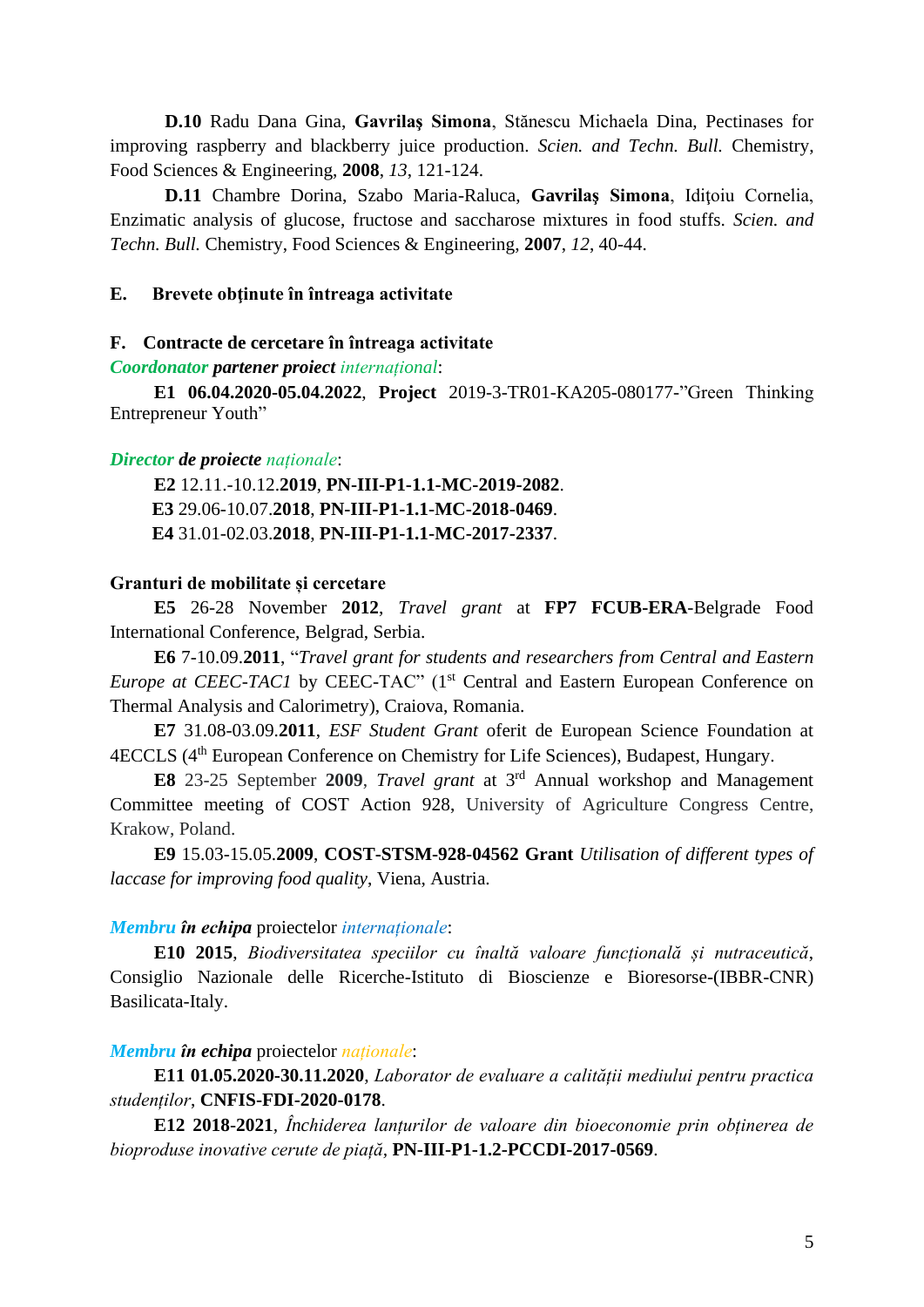**D.10** Radu Dana Gina, **Gavrilaş Simona**, Stănescu Michaela Dina, Pectinases for improving raspberry and blackberry juice production. *Scien. and Techn. Bull.* Chemistry, Food Sciences & Engineering, **2008**, *13*, 121-124.

**D.11** Chambre Dorina, Szabo Maria-Raluca, **Gavrilaş Simona**, Idiţoiu Cornelia, Enzimatic analysis of glucose, fructose and saccharose mixtures in food stuffs. *Scien. and Techn. Bull.* Chemistry, Food Sciences & Engineering, **2007**, *12*, 40-44.

## E. Brevete obţinute în întreaga activitate

## F. Contracte de cercetare în întreaga activitate

***Coordonator partener proiect*** *internațional*:

**E1 06.04.2020-05.04.2022**, **Project** 2019-3-TR01-KA205-080177-"Green Thinking Entrepreneur Youth"

***Director de proiecte*** *naționale*:

**E2** 12.11.-10.12.**2019**, **PN-III-P1-1.1-MC-2019-2082**.
**E3** 29.06-10.07.**2018**, **PN-III-P1-1.1-MC-2018-0469**.
**E4** 31.01-02.03.**2018**, **PN-III-P1-1.1-MC-2017-2337**.

**Granturi de mobilitate și cercetare**

**E5** 26-28 November **2012**, *Travel grant* at **FP7 FCUB-ERA**-Belgrade Food International Conference, Belgrad, Serbia.

**E6** 7-10.09.**2011**, "*Travel grant for students and researchers from Central and Eastern Europe at CEEC-TAC1* by CEEC-TAC" (1st Central and Eastern European Conference on Thermal Analysis and Calorimetry), Craiova, Romania.

**E7** 31.08-03.09.**2011**, *ESF Student Grant* oferit de European Science Foundation at 4ECCLS (4th European Conference on Chemistry for Life Sciences), Budapest, Hungary.

**E8** 23-25 September **2009**, *Travel grant* at 3rd Annual workshop and Management Committee meeting of COST Action 928, University of Agriculture Congress Centre, Krakow, Poland.

**E9** 15.03-15.05.**2009**, **COST-STSM-928-04562 Grant** *Utilisation of different types of laccase for improving food quality*, Viena, Austria.

***Membru în echipa*** proiectelor *internaționale*:

**E10 2015**, *Biodiversitatea speciilor cu înaltă valoare funcțională și nutraceutică*, Consiglio Nazionale delle Ricerche-Istituto di Bioscienze e Bioresorse-(IBBR-CNR) Basilicata-Italy.

***Membru în echipa*** proiectelor *naționale*:

**E11 01.05.2020-30.11.2020**, *Laborator de evaluare a calității mediului pentru practica studenților*, **CNFIS-FDI-2020-0178**.

**E12 2018-2021**, *Închiderea lanțurilor de valoare din bioeconomie prin obținerea de bioproduse inovative cerute de piață*, **PN-III-P1-1.2-PCCDI-2017-0569**.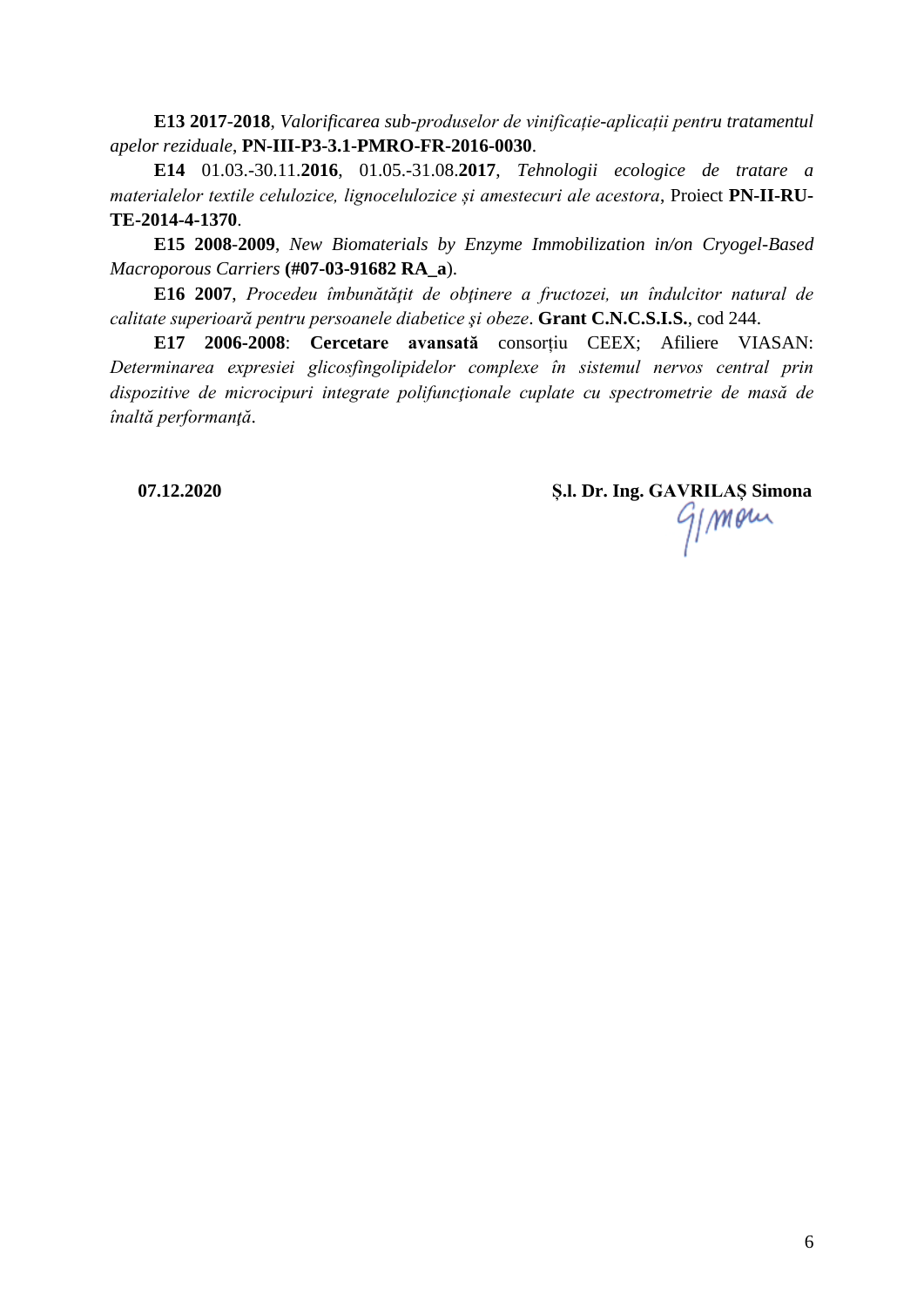**E13 2017-2018**, *Valorificarea sub-produselor de vinificație-aplicații pentru tratamentul apelor reziduale*, **PN-III-P3-3.1-PMRO-FR-2016-0030**.

**E14** 01.03.-30.11.**2016**, 01.05.-31.08.**2017**, *Tehnologii ecologice de tratare a materialelor textile celulozice, lignocelulozice și amestecuri ale acestora*, Proiect **PN-II-RU-TE-2014-4-1370**.

**E15 2008-2009**, *New Biomaterials by Enzyme Immobilization in/on Cryogel-Based Macroporous Carriers* **(#07-03-91682 RA_a**).

**E16 2007**, *Procedeu îmbunătăţit de obţinere a fructozei, un îndulcitor natural de calitate superioară pentru persoanele diabetice şi obeze*. **Grant C.N.C.S.I.S.**, cod 244.

**E17 2006-2008**: **Cercetare avansată** consorțiu CEEX; Afiliere VIASAN: *Determinarea expresiei glicosfingolipidelor complexe în sistemul nervos central prin dispozitive de microcipuri integrate polifuncţionale cuplate cu spectrometrie de masă de înaltă performanţă*.

**07.12.2020** **Ș.l. Dr. Ing. GAVRILAȘ Simona**